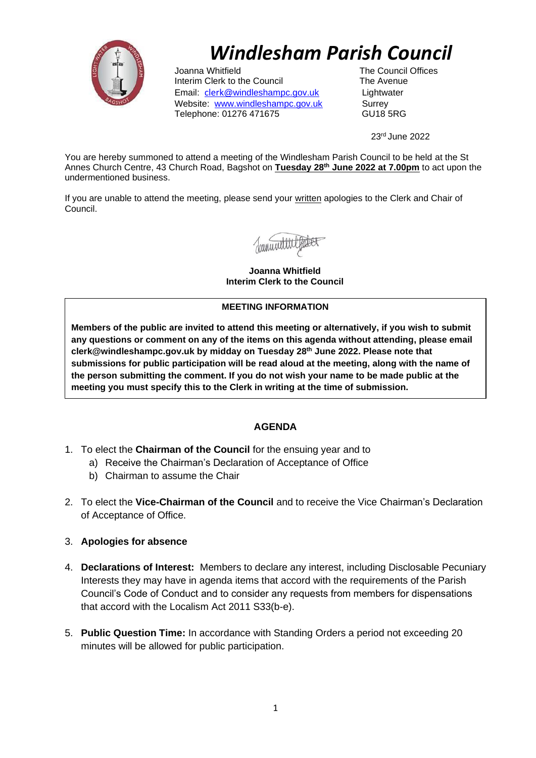# Windlesham Parish Council

Joanna Whitfield
Interim Clerk to the Council
Email: clerk@windleshampc.gov.uk
Website: www.windleshampc.gov.uk
Telephone: 01276 471675

The Council Offices
The Avenue
Lightwater
Surrey
GU18 5RG

23rd June 2022

You are hereby summoned to attend a meeting of the Windlesham Parish Council to be held at the St Annes Church Centre, 43 Church Road, Bagshot on **Tuesday 28th June 2022 at 7.00pm** to act upon the undermentioned business.

If you are unable to attend the meeting, please send your written apologies to the Clerk and Chair of Council.

**Joanna Whitfield**
**Interim Clerk to the Council**

**MEETING INFORMATION**

**Members of the public are invited to attend this meeting or alternatively, if you wish to submit any questions or comment on any of the items on this agenda without attending, please email clerk@windleshampc.gov.uk by midday on Tuesday 28th June 2022. Please note that submissions for public participation will be read aloud at the meeting, along with the name of the person submitting the comment. If you do not wish your name to be made public at the meeting you must specify this to the Clerk in writing at the time of submission.**

## AGENDA

1. To elect the **Chairman of the Council** for the ensuing year and to
   a) Receive the Chairman's Declaration of Acceptance of Office
   b) Chairman to assume the Chair

2. To elect the **Vice-Chairman of the Council** and to receive the Vice Chairman's Declaration of Acceptance of Office.

3. **Apologies for absence**

4. **Declarations of Interest:** Members to declare any interest, including Disclosable Pecuniary Interests they may have in agenda items that accord with the requirements of the Parish Council's Code of Conduct and to consider any requests from members for dispensations that accord with the Localism Act 2011 S33(b-e).

5. **Public Question Time:** In accordance with Standing Orders a period not exceeding 20 minutes will be allowed for public participation.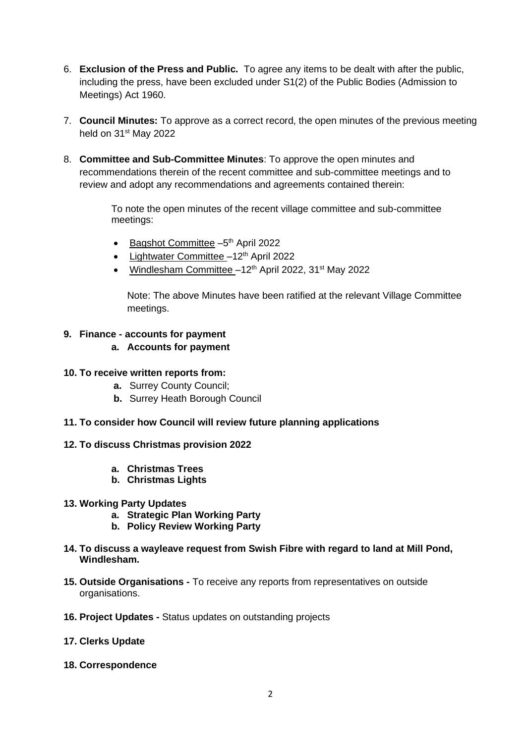6. **Exclusion of the Press and Public.** To agree any items to be dealt with after the public, including the press, have been excluded under S1(2) of the Public Bodies (Admission to Meetings) Act 1960.

7. **Council Minutes:** To approve as a correct record, the open minutes of the previous meeting held on 31st May 2022

8. **Committee and Sub-Committee Minutes**: To approve the open minutes and recommendations therein of the recent committee and sub-committee meetings and to review and adopt any recommendations and agreements contained therein:

   To note the open minutes of the recent village committee and sub-committee meetings:

   - Bagshot Committee –5th April 2022
   - Lightwater Committee –12th April 2022
   - Windlesham Committee –12th April 2022, 31st May 2022

   Note: The above Minutes have been ratified at the relevant Village Committee meetings.

**9. Finance - accounts for payment**

   **a. Accounts for payment**

**10. To receive written reports from:**

   **a.** Surrey County Council;

   **b.** Surrey Heath Borough Council

**11. To consider how Council will review future planning applications**

**12. To discuss Christmas provision 2022**

   **a. Christmas Trees**

   **b. Christmas Lights**

**13. Working Party Updates**

   **a. Strategic Plan Working Party**

   **b. Policy Review Working Party**

**14. To discuss a wayleave request from Swish Fibre with regard to land at Mill Pond, Windlesham.**

**15. Outside Organisations -** To receive any reports from representatives on outside organisations.

**16. Project Updates -** Status updates on outstanding projects

**17. Clerks Update**

**18. Correspondence**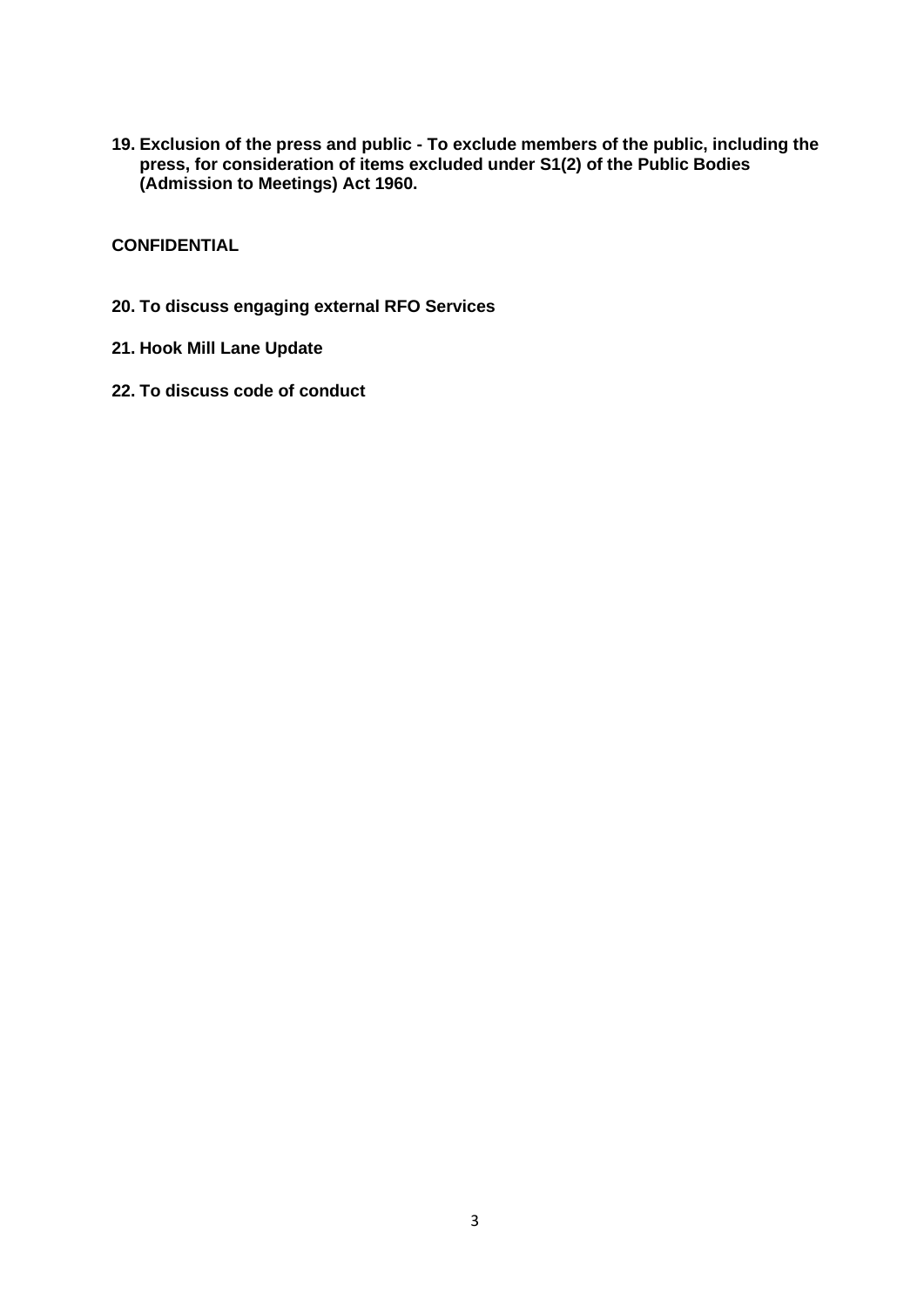**19. Exclusion of the press and public - To exclude members of the public, including the press, for consideration of items excluded under S1(2) of the Public Bodies (Admission to Meetings) Act 1960.**

**CONFIDENTIAL**

**20. To discuss engaging external RFO Services**

**21. Hook Mill Lane Update**

**22. To discuss code of conduct**